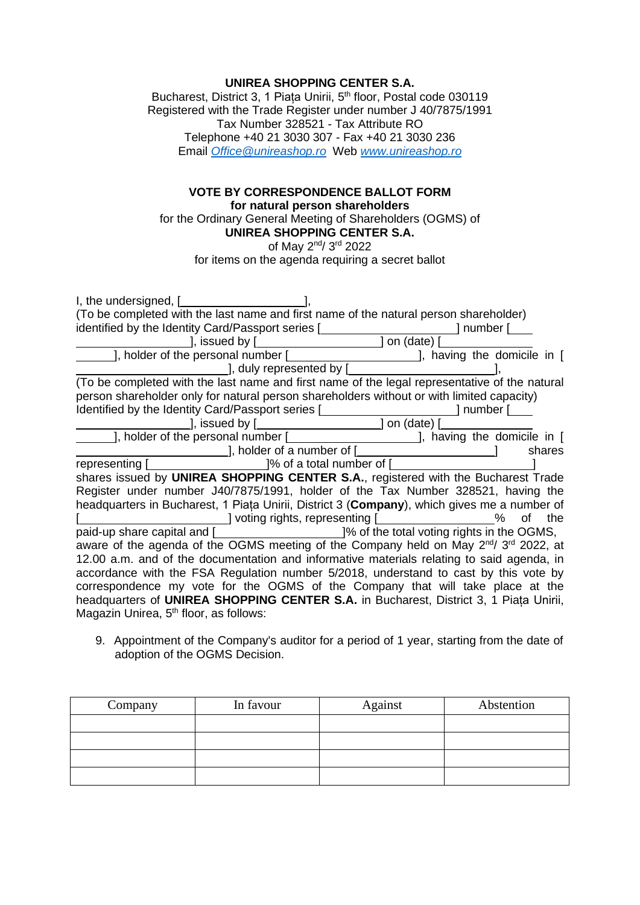**UNIREA SHOPPING CENTER S.A.**
Bucharest, District 3, 1 Piața Unirii, 5th floor, Postal code 030119
Registered with the Trade Register under number J 40/7875/1991
Tax Number 328521 - Tax Attribute RO
Telephone +40 21 3030 307 - Fax +40 21 3030 236
Email *Office@unireashop.ro* Web *www.unireashop.ro*

**VOTE BY CORRESPONDENCE BALLOT FORM**
**for natural person shareholders**
for the Ordinary General Meeting of Shareholders (OGMS) of
**UNIREA SHOPPING CENTER S.A.**
of May 2nd/ 3rd 2022
for items on the agenda requiring a secret ballot

I, the undersigned, [____________________],
(To be completed with the last name and first name of the natural person shareholder)
identified by the Identity Card/Passport series [____________________] number [____________________], issued by [________________] on (date) [____________________], holder of the personal number [________________], having the domicile in [________________________], duly represented by [____________________],
(To be completed with the last name and first name of the legal representative of the natural person shareholder only for natural person shareholders without or with limited capacity)
Identified by the Identity Card/Passport series [____________________] number [____________________], issued by [________________] on (date) [____________________], holder of the personal number [________________], having the domicile in [________________________], holder of a number of [____________________] shares representing [________________]% of a total number of [____________________] shares issued by **UNIREA SHOPPING CENTER S.A.**, registered with the Bucharest Trade Register under number J40/7875/1991, holder of the Tax Number 328521, having the headquarters in Bucharest, 1 Piața Unirii, District 3 (**Company**), which gives me a number of [______________________] voting rights, representing [________________]% of the paid-up share capital and [____________________]% of the total voting rights in the OGMS, aware of the agenda of the OGMS meeting of the Company held on May 2nd/ 3rd 2022, at 12.00 a.m. and of the documentation and informative materials relating to said agenda, in accordance with the FSA Regulation number 5/2018, understand to cast by this vote by correspondence my vote for the OGMS of the Company that will take place at the headquarters of **UNIREA SHOPPING CENTER S.A.** in Bucharest, District 3, 1 Piața Unirii, Magazin Unirea, 5th floor, as follows:

9. Appointment of the Company's auditor for a period of 1 year, starting from the date of adoption of the OGMS Decision.

| Company | In favour | Against | Abstention |
|---|---|---|---|
| | | | |
| | | | |
| | | | |
| | | | |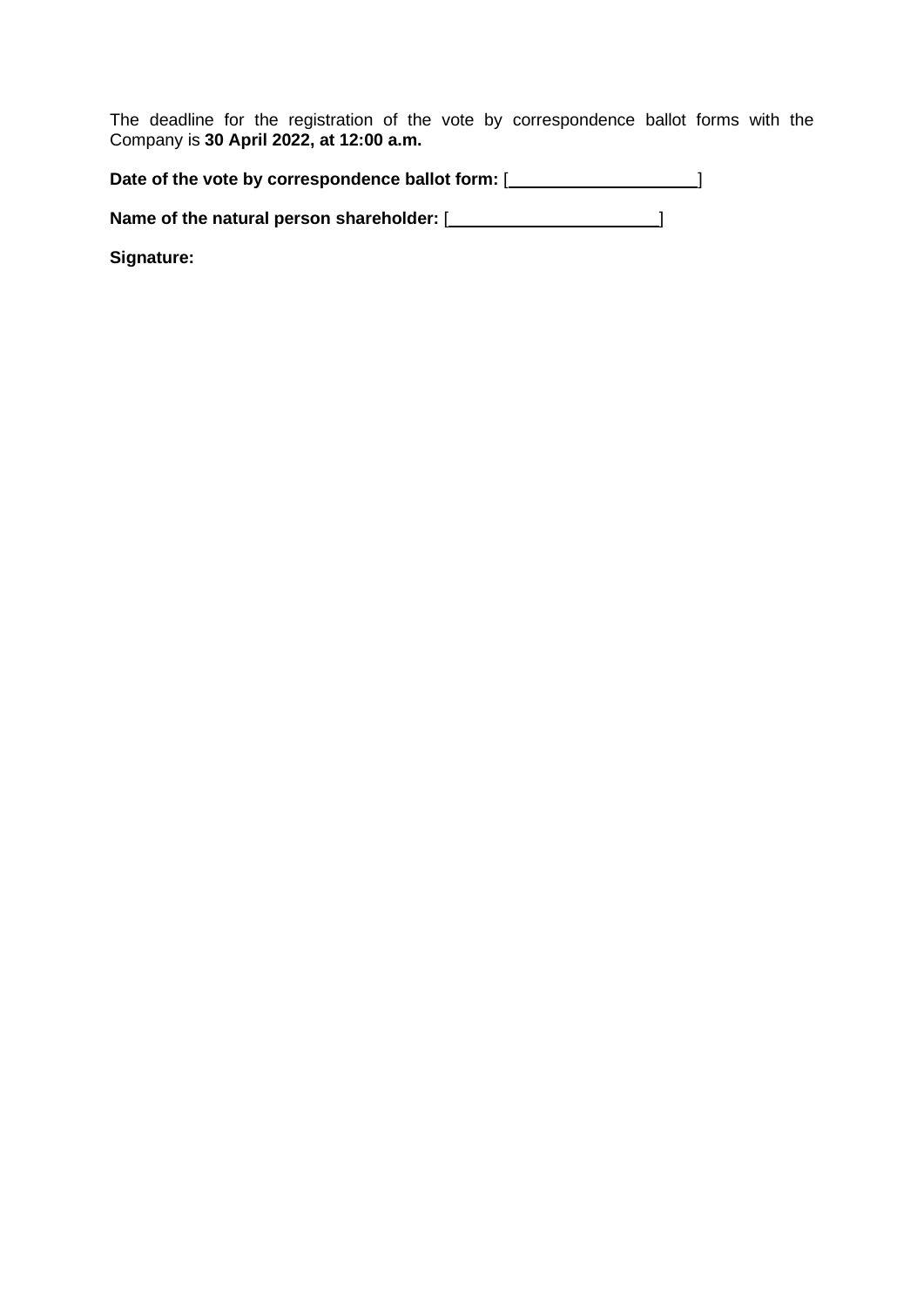The deadline for the registration of the vote by correspondence ballot forms with the Company is **30 April 2022, at 12:00 a.m.**

**Date of the vote by correspondence ballot form:** [____________________]

**Name of the natural person shareholder:** [______________________]

**Signature:**